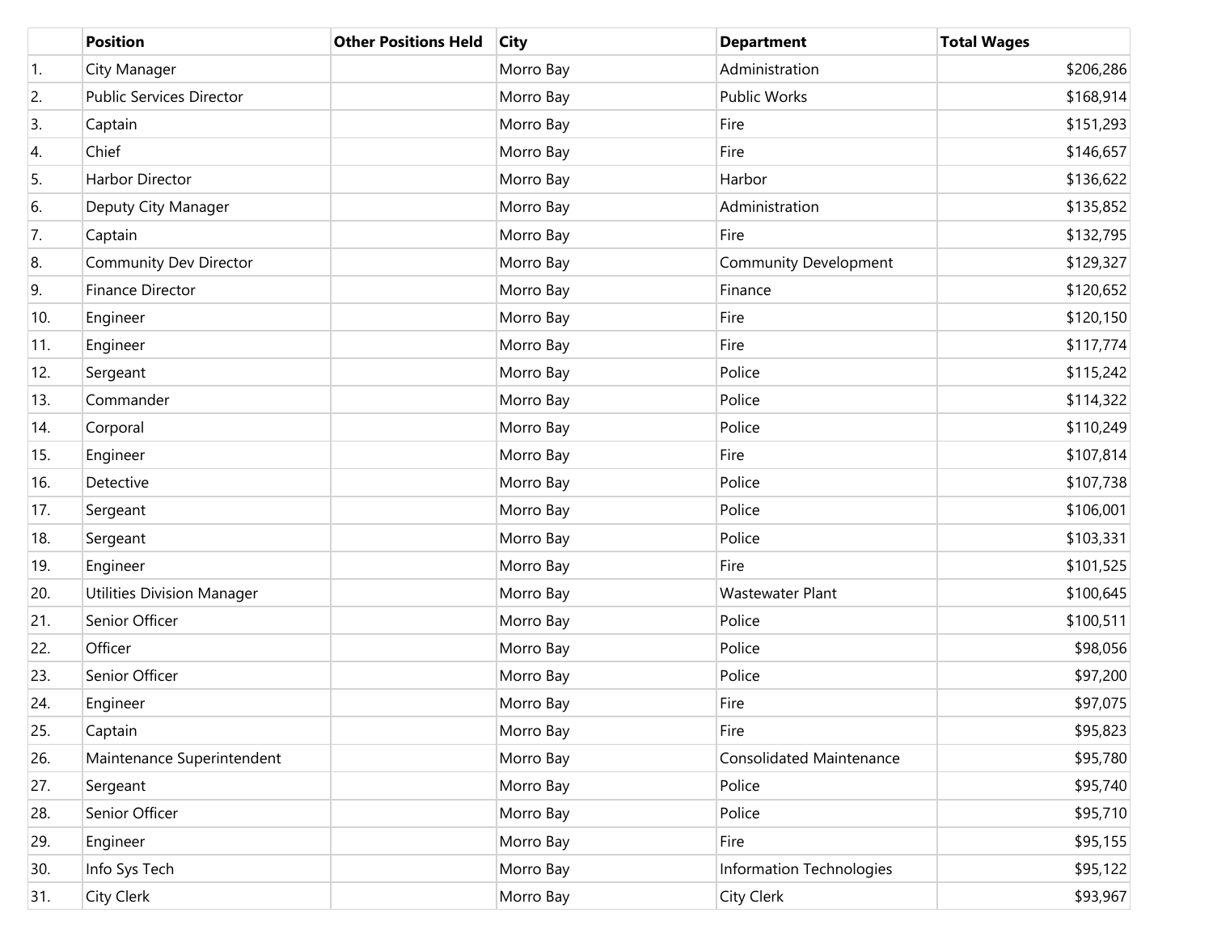| | Position | Other Positions Held | City | Department | Total Wages |
|---|---|---|---|---|---|
| 1. | City Manager | | Morro Bay | Administration | $206,286 |
| 2. | Public Services Director | | Morro Bay | Public Works | $168,914 |
| 3. | Captain | | Morro Bay | Fire | $151,293 |
| 4. | Chief | | Morro Bay | Fire | $146,657 |
| 5. | Harbor Director | | Morro Bay | Harbor | $136,622 |
| 6. | Deputy City Manager | | Morro Bay | Administration | $135,852 |
| 7. | Captain | | Morro Bay | Fire | $132,795 |
| 8. | Community Dev Director | | Morro Bay | Community Development | $129,327 |
| 9. | Finance Director | | Morro Bay | Finance | $120,652 |
| 10. | Engineer | | Morro Bay | Fire | $120,150 |
| 11. | Engineer | | Morro Bay | Fire | $117,774 |
| 12. | Sergeant | | Morro Bay | Police | $115,242 |
| 13. | Commander | | Morro Bay | Police | $114,322 |
| 14. | Corporal | | Morro Bay | Police | $110,249 |
| 15. | Engineer | | Morro Bay | Fire | $107,814 |
| 16. | Detective | | Morro Bay | Police | $107,738 |
| 17. | Sergeant | | Morro Bay | Police | $106,001 |
| 18. | Sergeant | | Morro Bay | Police | $103,331 |
| 19. | Engineer | | Morro Bay | Fire | $101,525 |
| 20. | Utilities Division Manager | | Morro Bay | Wastewater Plant | $100,645 |
| 21. | Senior Officer | | Morro Bay | Police | $100,511 |
| 22. | Officer | | Morro Bay | Police | $98,056 |
| 23. | Senior Officer | | Morro Bay | Police | $97,200 |
| 24. | Engineer | | Morro Bay | Fire | $97,075 |
| 25. | Captain | | Morro Bay | Fire | $95,823 |
| 26. | Maintenance Superintendent | | Morro Bay | Consolidated Maintenance | $95,780 |
| 27. | Sergeant | | Morro Bay | Police | $95,740 |
| 28. | Senior Officer | | Morro Bay | Police | $95,710 |
| 29. | Engineer | | Morro Bay | Fire | $95,155 |
| 30. | Info Sys Tech | | Morro Bay | Information Technologies | $95,122 |
| 31. | City Clerk | | Morro Bay | City Clerk | $93,967 |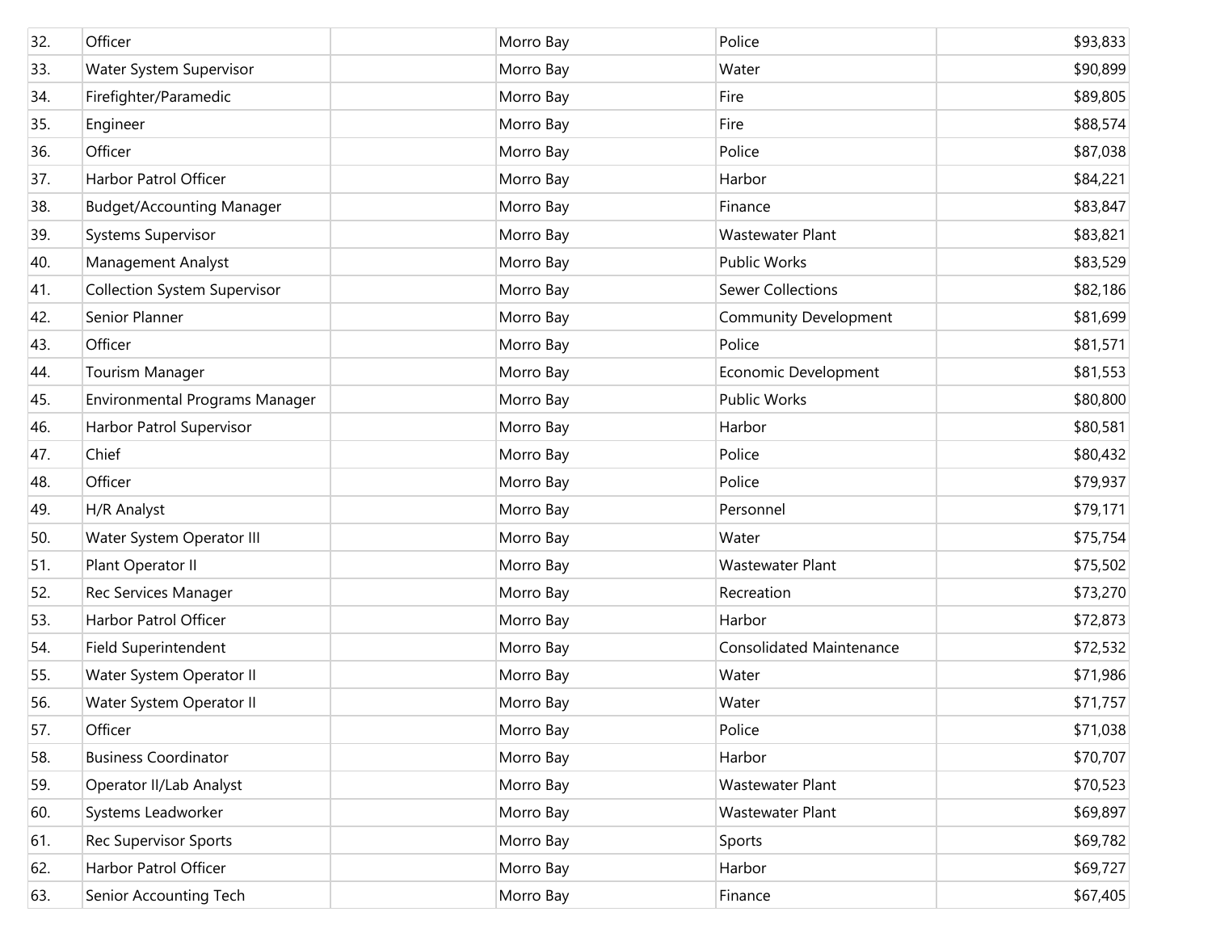| | | | | | |
|---|---|---|---|---|---|
| 32. | Officer | | Morro Bay | Police | $93,833 |
| 33. | Water System Supervisor | | Morro Bay | Water | $90,899 |
| 34. | Firefighter/Paramedic | | Morro Bay | Fire | $89,805 |
| 35. | Engineer | | Morro Bay | Fire | $88,574 |
| 36. | Officer | | Morro Bay | Police | $87,038 |
| 37. | Harbor Patrol Officer | | Morro Bay | Harbor | $84,221 |
| 38. | Budget/Accounting Manager | | Morro Bay | Finance | $83,847 |
| 39. | Systems Supervisor | | Morro Bay | Wastewater Plant | $83,821 |
| 40. | Management Analyst | | Morro Bay | Public Works | $83,529 |
| 41. | Collection System Supervisor | | Morro Bay | Sewer Collections | $82,186 |
| 42. | Senior Planner | | Morro Bay | Community Development | $81,699 |
| 43. | Officer | | Morro Bay | Police | $81,571 |
| 44. | Tourism Manager | | Morro Bay | Economic Development | $81,553 |
| 45. | Environmental Programs Manager | | Morro Bay | Public Works | $80,800 |
| 46. | Harbor Patrol Supervisor | | Morro Bay | Harbor | $80,581 |
| 47. | Chief | | Morro Bay | Police | $80,432 |
| 48. | Officer | | Morro Bay | Police | $79,937 |
| 49. | H/R Analyst | | Morro Bay | Personnel | $79,171 |
| 50. | Water System Operator III | | Morro Bay | Water | $75,754 |
| 51. | Plant Operator II | | Morro Bay | Wastewater Plant | $75,502 |
| 52. | Rec Services Manager | | Morro Bay | Recreation | $73,270 |
| 53. | Harbor Patrol Officer | | Morro Bay | Harbor | $72,873 |
| 54. | Field Superintendent | | Morro Bay | Consolidated Maintenance | $72,532 |
| 55. | Water System Operator II | | Morro Bay | Water | $71,986 |
| 56. | Water System Operator II | | Morro Bay | Water | $71,757 |
| 57. | Officer | | Morro Bay | Police | $71,038 |
| 58. | Business Coordinator | | Morro Bay | Harbor | $70,707 |
| 59. | Operator II/Lab Analyst | | Morro Bay | Wastewater Plant | $70,523 |
| 60. | Systems Leadworker | | Morro Bay | Wastewater Plant | $69,897 |
| 61. | Rec Supervisor Sports | | Morro Bay | Sports | $69,782 |
| 62. | Harbor Patrol Officer | | Morro Bay | Harbor | $69,727 |
| 63. | Senior Accounting Tech | | Morro Bay | Finance | $67,405 |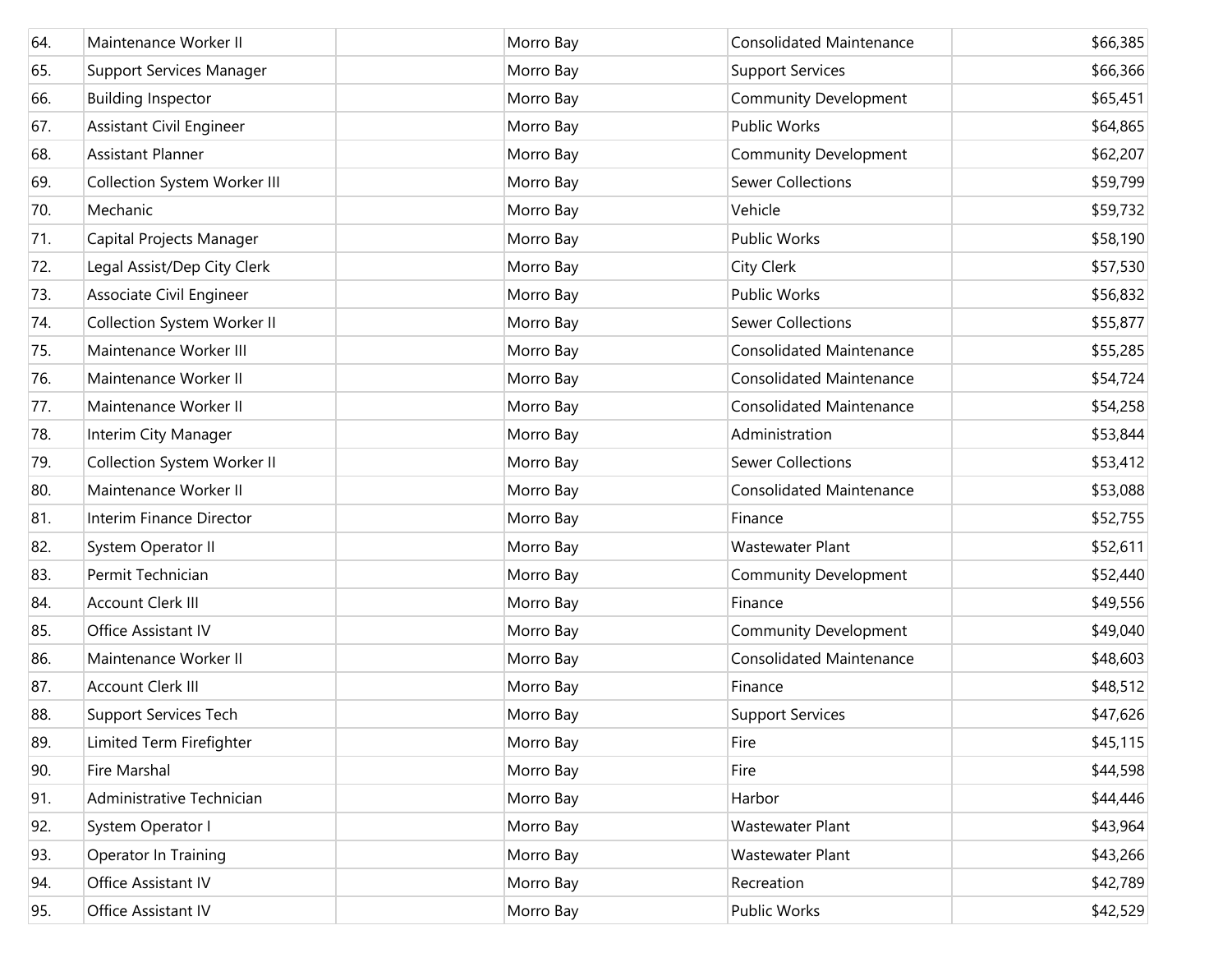| | | | | | |
|---|---|---|---|---|---|
| 64. | Maintenance Worker II | | Morro Bay | Consolidated Maintenance | $66,385 |
| 65. | Support Services Manager | | Morro Bay | Support Services | $66,366 |
| 66. | Building Inspector | | Morro Bay | Community Development | $65,451 |
| 67. | Assistant Civil Engineer | | Morro Bay | Public Works | $64,865 |
| 68. | Assistant Planner | | Morro Bay | Community Development | $62,207 |
| 69. | Collection System Worker III | | Morro Bay | Sewer Collections | $59,799 |
| 70. | Mechanic | | Morro Bay | Vehicle | $59,732 |
| 71. | Capital Projects Manager | | Morro Bay | Public Works | $58,190 |
| 72. | Legal Assist/Dep City Clerk | | Morro Bay | City Clerk | $57,530 |
| 73. | Associate Civil Engineer | | Morro Bay | Public Works | $56,832 |
| 74. | Collection System Worker II | | Morro Bay | Sewer Collections | $55,877 |
| 75. | Maintenance Worker III | | Morro Bay | Consolidated Maintenance | $55,285 |
| 76. | Maintenance Worker II | | Morro Bay | Consolidated Maintenance | $54,724 |
| 77. | Maintenance Worker II | | Morro Bay | Consolidated Maintenance | $54,258 |
| 78. | Interim City Manager | | Morro Bay | Administration | $53,844 |
| 79. | Collection System Worker II | | Morro Bay | Sewer Collections | $53,412 |
| 80. | Maintenance Worker II | | Morro Bay | Consolidated Maintenance | $53,088 |
| 81. | Interim Finance Director | | Morro Bay | Finance | $52,755 |
| 82. | System Operator II | | Morro Bay | Wastewater Plant | $52,611 |
| 83. | Permit Technician | | Morro Bay | Community Development | $52,440 |
| 84. | Account Clerk III | | Morro Bay | Finance | $49,556 |
| 85. | Office Assistant IV | | Morro Bay | Community Development | $49,040 |
| 86. | Maintenance Worker II | | Morro Bay | Consolidated Maintenance | $48,603 |
| 87. | Account Clerk III | | Morro Bay | Finance | $48,512 |
| 88. | Support Services Tech | | Morro Bay | Support Services | $47,626 |
| 89. | Limited Term Firefighter | | Morro Bay | Fire | $45,115 |
| 90. | Fire Marshal | | Morro Bay | Fire | $44,598 |
| 91. | Administrative Technician | | Morro Bay | Harbor | $44,446 |
| 92. | System Operator I | | Morro Bay | Wastewater Plant | $43,964 |
| 93. | Operator In Training | | Morro Bay | Wastewater Plant | $43,266 |
| 94. | Office Assistant IV | | Morro Bay | Recreation | $42,789 |
| 95. | Office Assistant IV | | Morro Bay | Public Works | $42,529 |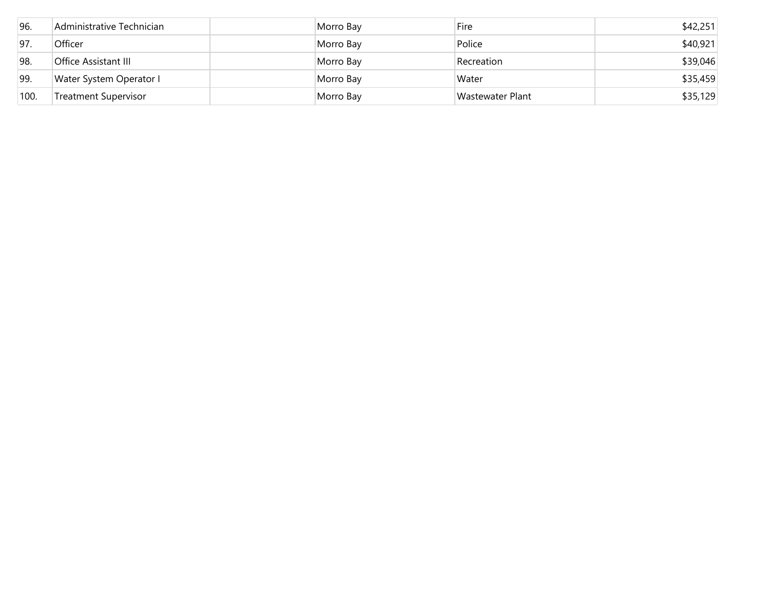| | | | | | |
|---|---|---|---|---|---|
| 96. | Administrative Technician | | Morro Bay | Fire | $42,251 |
| 97. | Officer | | Morro Bay | Police | $40,921 |
| 98. | Office Assistant III | | Morro Bay | Recreation | $39,046 |
| 99. | Water System Operator I | | Morro Bay | Water | $35,459 |
| 100. | Treatment Supervisor | | Morro Bay | Wastewater Plant | $35,129 |